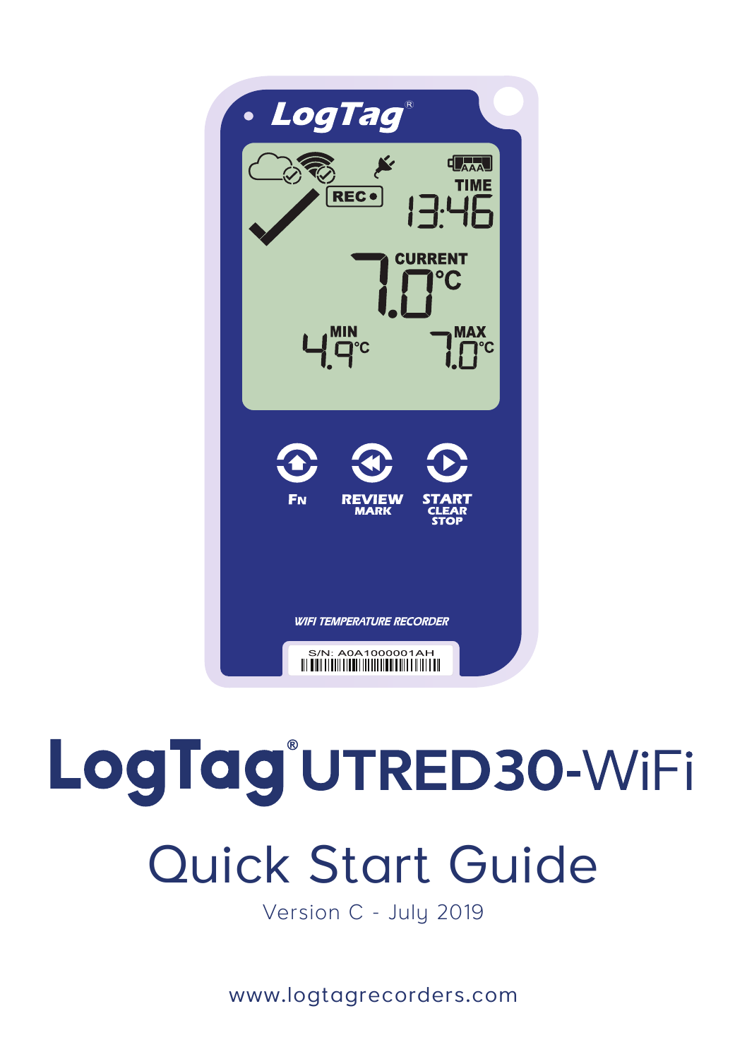# LogTag® UTRED30-WiFi

## Quick Start Guide

Version C - July 2019

www.logtagrecorders.com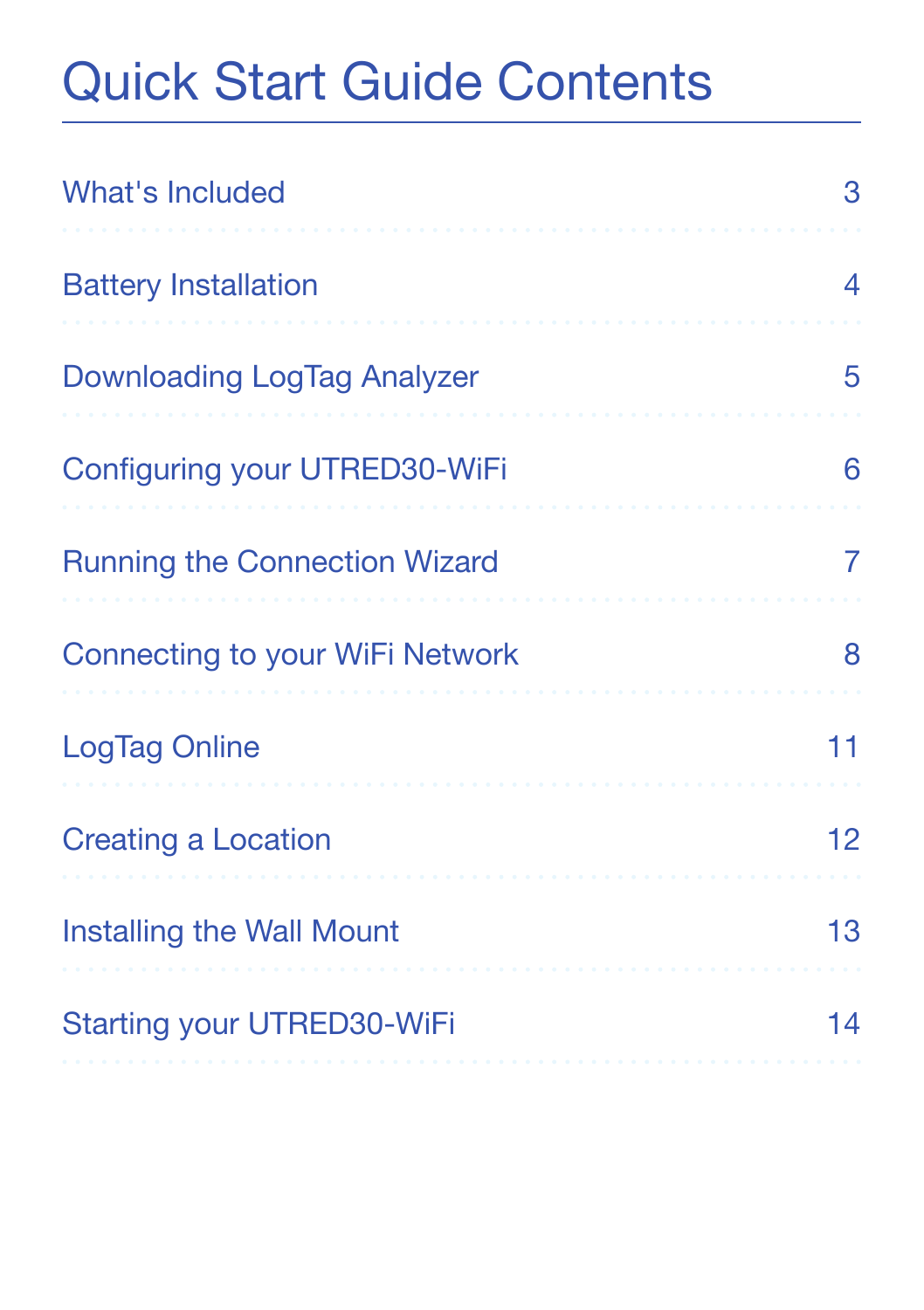# Quick Start Guide Contents

| Section | Page |
| --- | --- |
| What's Included | 3 |
| Battery Installation | 4 |
| Downloading LogTag Analyzer | 5 |
| Configuring your UTRED30-WiFi | 6 |
| Running the Connection Wizard | 7 |
| Connecting to your WiFi Network | 8 |
| LogTag Online | 11 |
| Creating a Location | 12 |
| Installing the Wall Mount | 13 |
| Starting your UTRED30-WiFi | 14 |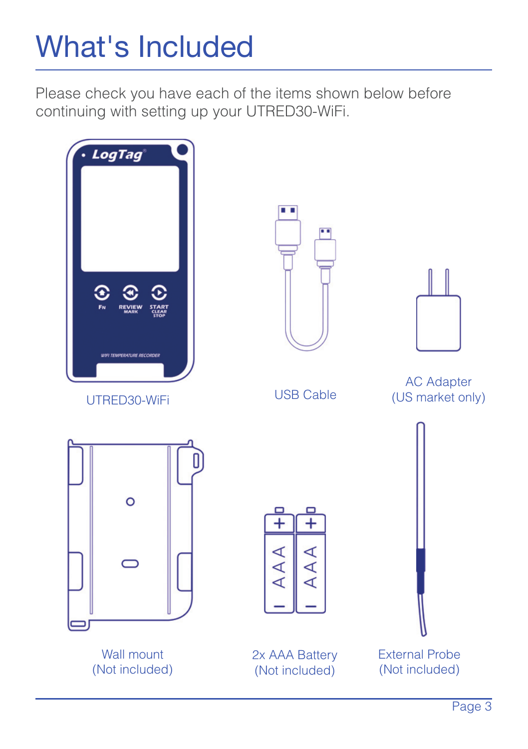# What's Included

Please check you have each of the items shown below before continuing with setting up your UTRED30-WiFi.

UTRED30-WiFi

USB Cable

AC Adapter
(US market only)

Wall mount
(Not included)

2x AAA Battery
(Not included)

External Probe
(Not included)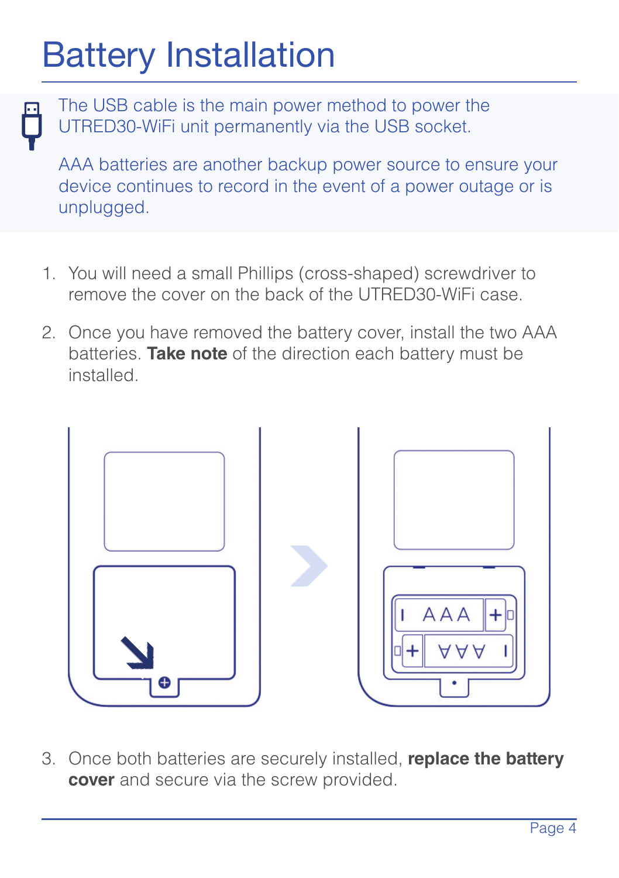# Battery Installation

The USB cable is the main power method to power the UTRED30-WiFi unit permanently via the USB socket.

AAA batteries are another backup power source to ensure your device continues to record in the event of a power outage or is unplugged.

1. You will need a small Phillips (cross-shaped) screwdriver to remove the cover on the back of the UTRED30-WiFi case.
2. Once you have removed the battery cover, install the two AAA batteries. **Take note** of the direction each battery must be installed.
3. Once both batteries are securely installed, **replace the battery cover** and secure via the screw provided.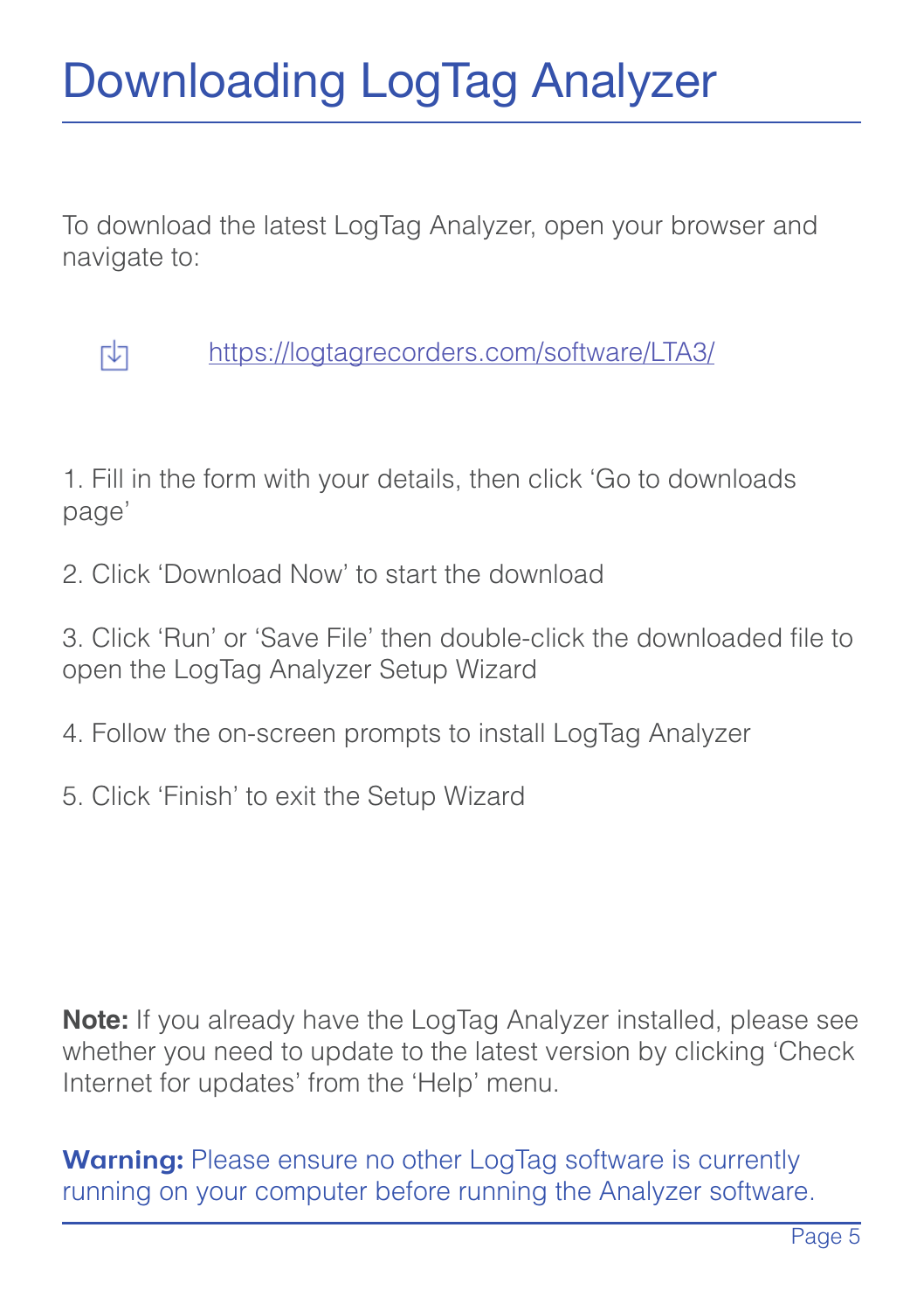# Downloading LogTag Analyzer

To download the latest LogTag Analyzer, open your browser and navigate to:

[https://logtagrecorders.com/software/LTA3/](https://logtagrecorders.com/software/LTA3/)

1. Fill in the form with your details, then click ‘Go to downloads page’

2. Click ‘Download Now’ to start the download

3. Click ‘Run’ or ‘Save File’ then double-click the downloaded file to open the LogTag Analyzer Setup Wizard

4. Follow the on-screen prompts to install LogTag Analyzer

5. Click ‘Finish’ to exit the Setup Wizard

**Note:** If you already have the LogTag Analyzer installed, please see whether you need to update to the latest version by clicking ‘Check Internet for updates’ from the ‘Help’ menu.

**Warning:** Please ensure no other LogTag software is currently running on your computer before running the Analyzer software.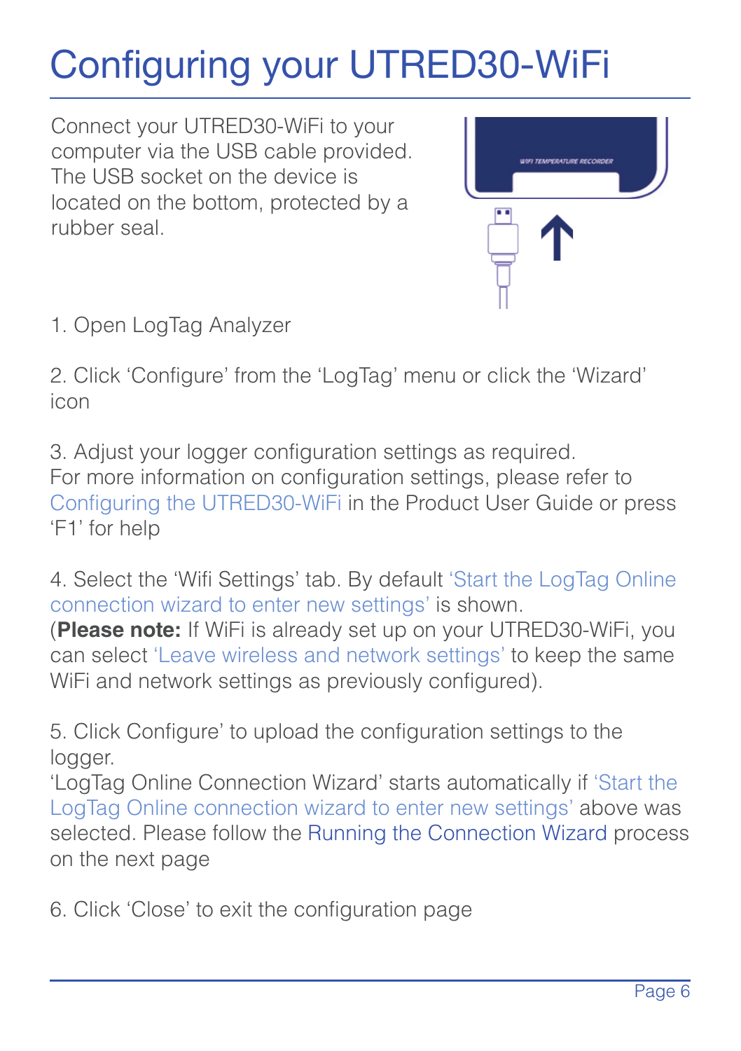# Configuring your UTRED30-WiFi

Connect your UTRED30-WiFi to your computer via the USB cable provided. The USB socket on the device is located on the bottom, protected by a rubber seal.

1. Open LogTag Analyzer

2. Click ‘Configure’ from the ‘LogTag’ menu or click the ‘Wizard’ icon

3. Adjust your logger configuration settings as required.
For more information on configuration settings, please refer to Configuring the UTRED30-WiFi in the Product User Guide or press ‘F1’ for help

4. Select the ‘Wifi Settings’ tab. By default ‘Start the LogTag Online connection wizard to enter new settings’ is shown.
(**Please note:** If WiFi is already set up on your UTRED30-WiFi, you can select ‘Leave wireless and network settings’ to keep the same WiFi and network settings as previously configured).

5. Click Configure’ to upload the configuration settings to the logger.
‘LogTag Online Connection Wizard’ starts automatically if ‘Start the LogTag Online connection wizard to enter new settings’ above was selected. Please follow the Running the Connection Wizard process on the next page

6. Click ‘Close’ to exit the configuration page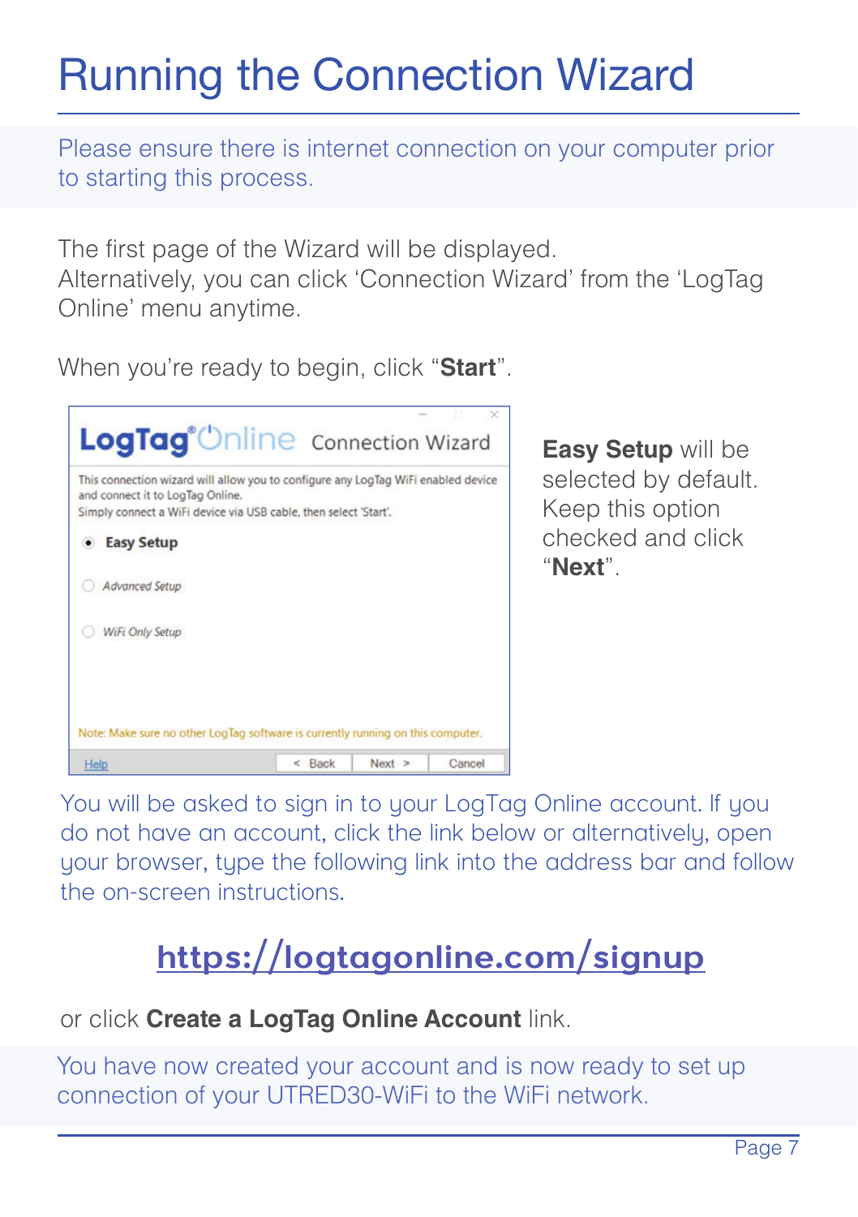# Running the Connection Wizard

Please ensure there is internet connection on your computer prior to starting this process.

The first page of the Wizard will be displayed.
Alternatively, you can click 'Connection Wizard' from the 'LogTag Online' menu anytime.

When you're ready to begin, click "**Start**".

**Easy Setup** will be selected by default. Keep this option checked and click "**Next**".

You will be asked to sign in to your LogTag Online account. If you do not have an account, click the link below or alternatively, open your browser, type the following link into the address bar and follow the on-screen instructions.

**https://logtagonline.com/signup**

or click **Create a LogTag Online Account** link.

You have now created your account and is now ready to set up connection of your UTRED30-WiFi to the WiFi network.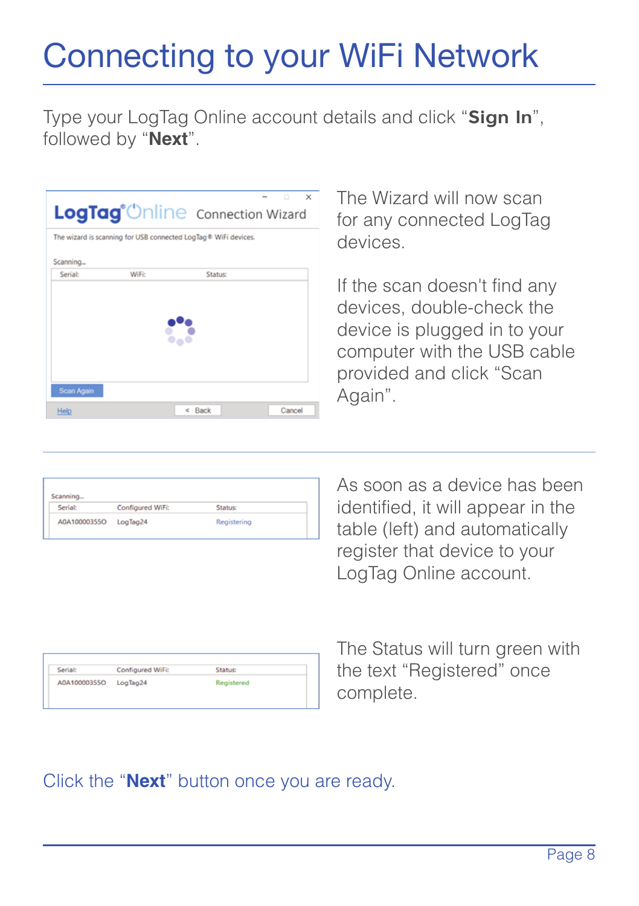# Connecting to your WiFi Network

Type your LogTag Online account details and click "**Sign In**", followed by "**Next**".

The Wizard will now scan for any connected LogTag devices.

If the scan doesn't find any devices, double-check the device is plugged in to your computer with the USB cable provided and click "Scan Again".

As soon as a device has been identified, it will appear in the table (left) and automatically register that device to your LogTag Online account.

The Status will turn green with the text "Registered" once complete.

Click the "**Next**" button once you are ready.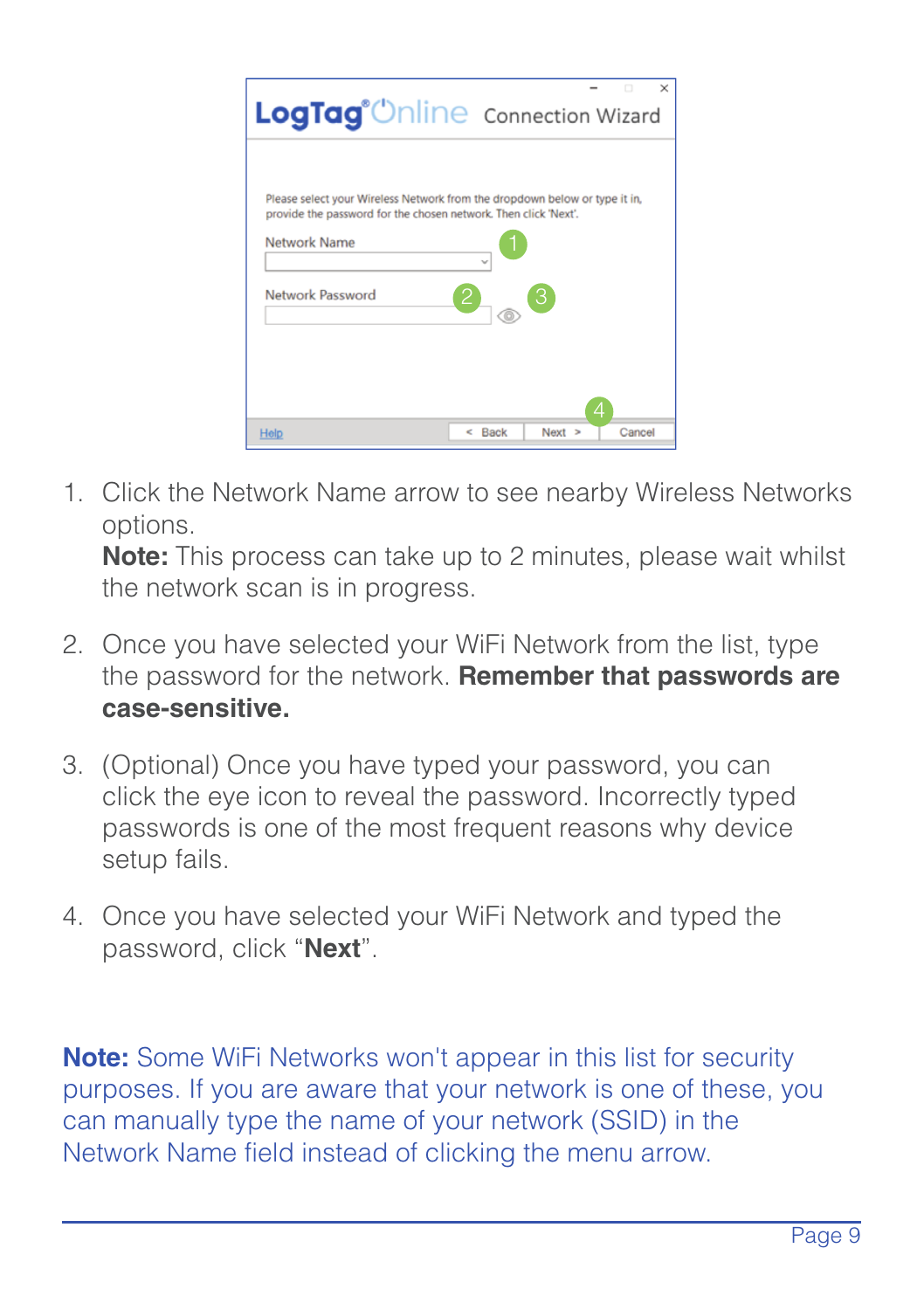1. Click the Network Name arrow to see nearby Wireless Networks options.
   **Note:** This process can take up to 2 minutes, please wait whilst the network scan is in progress.

2. Once you have selected your WiFi Network from the list, type the password for the network. **Remember that passwords are case-sensitive.**

3. (Optional) Once you have typed your password, you can click the eye icon to reveal the password. Incorrectly typed passwords is one of the most frequent reasons why device setup fails.

4. Once you have selected your WiFi Network and typed the password, click "**Next**".

**Note:** Some WiFi Networks won't appear in this list for security purposes. If you are aware that your network is one of these, you can manually type the name of your network (SSID) in the Network Name field instead of clicking the menu arrow.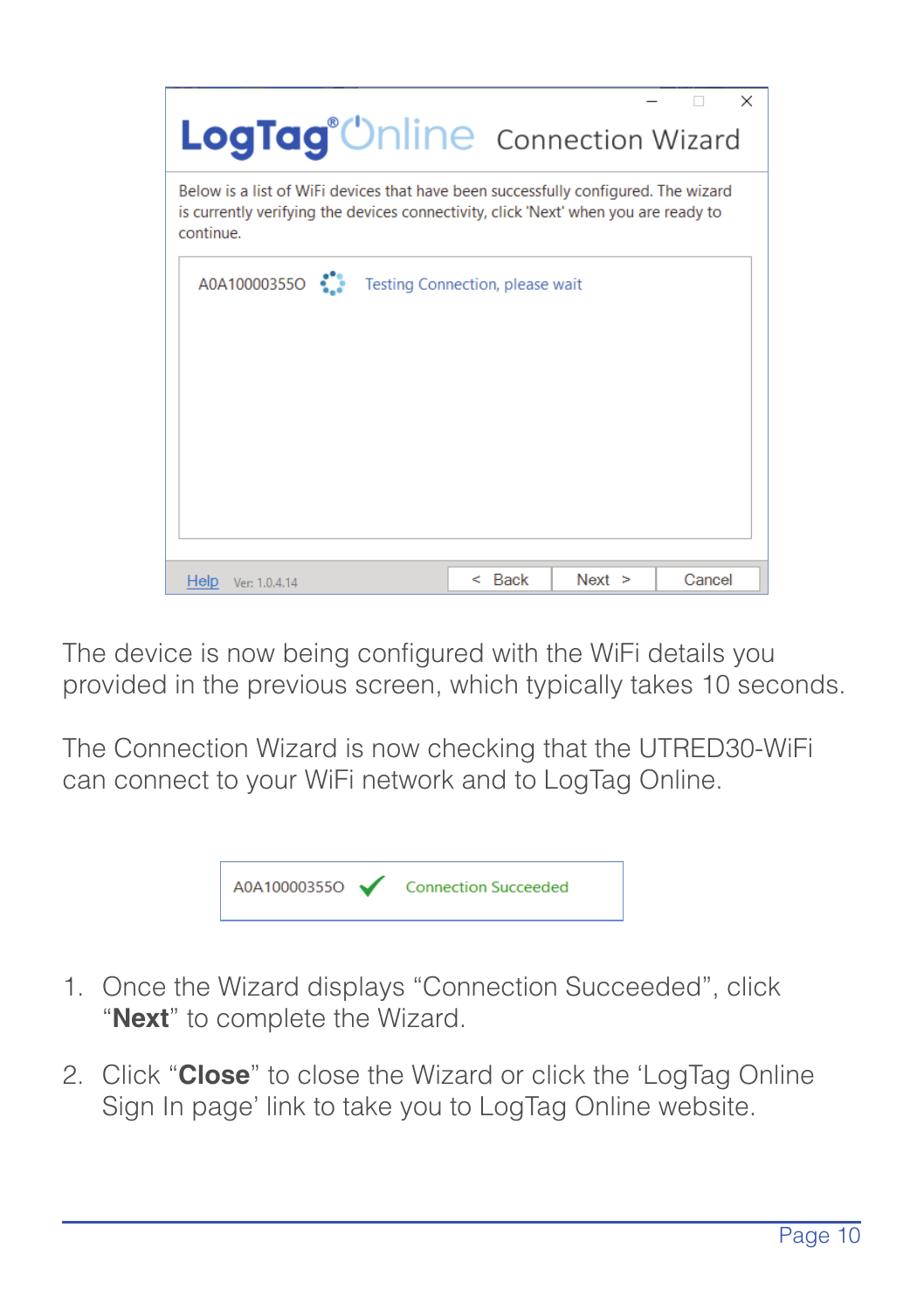The device is now being configured with the WiFi details you provided in the previous screen, which typically takes 10 seconds.

The Connection Wizard is now checking that the UTRED30-WiFi can connect to your WiFi network and to LogTag Online.

1. Once the Wizard displays "Connection Succeeded", click "**Next**" to complete the Wizard.
2. Click "**Close**" to close the Wizard or click the 'LogTag Online Sign In page' link to take you to LogTag Online website.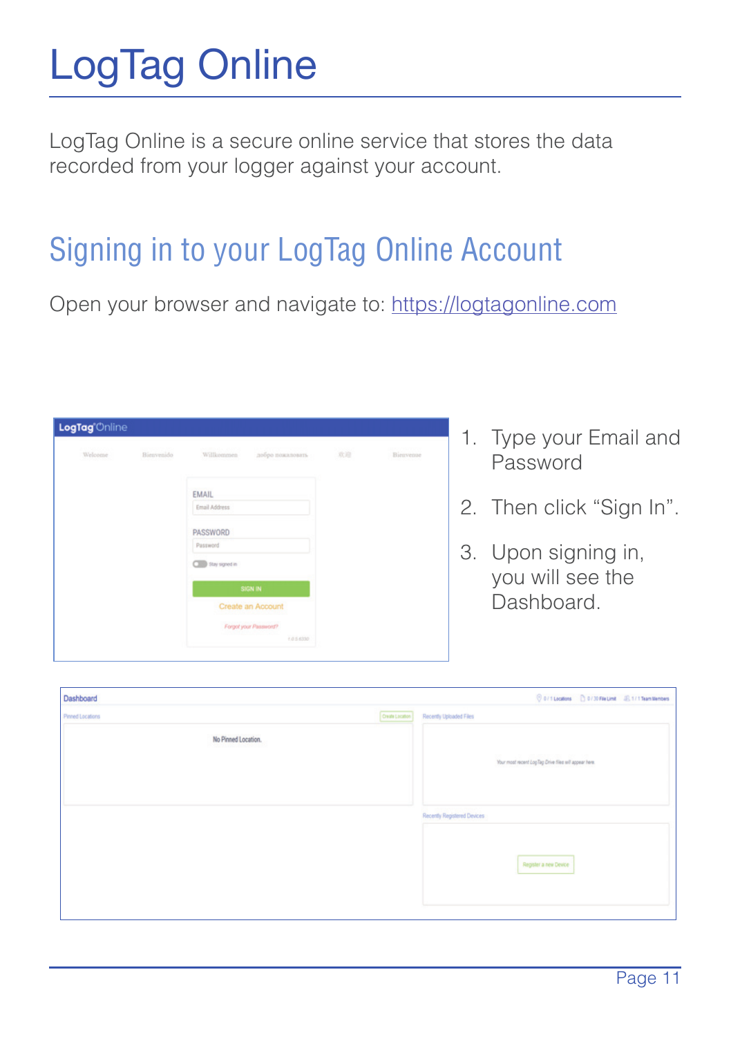# LogTag Online

LogTag Online is a secure online service that stores the data recorded from your logger against your account.

## Signing in to your LogTag Online Account

Open your browser and navigate to: https://logtagonline.com

1. Type your Email and Password
2. Then click "Sign In".
3. Upon signing in, you will see the Dashboard.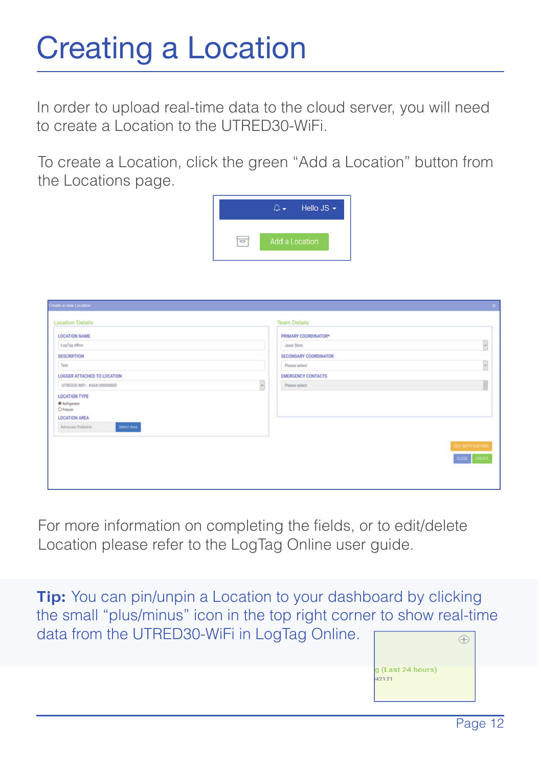# Creating a Location

In order to upload real-time data to the cloud server, you will need to create a Location to the UTRED30-WiFi.

To create a Location, click the green “Add a Location” button from the Locations page.

For more information on completing the fields, or to edit/delete Location please refer to the LogTag Online user guide.

**Tip:** You can pin/unpin a Location to your dashboard by clicking the small “plus/minus” icon in the top right corner to show real-time data from the UTRED30-WiFi in LogTag Online.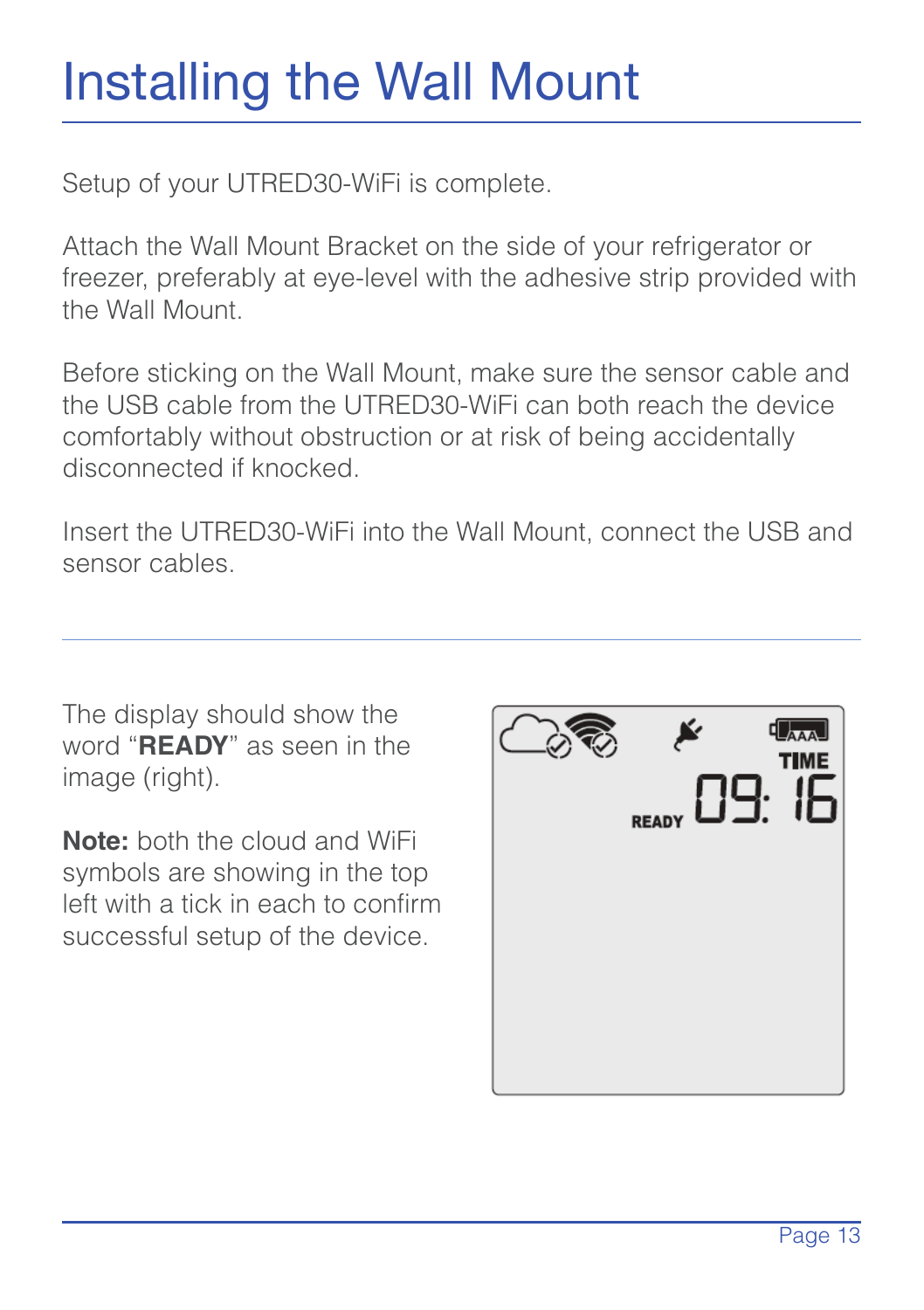# Installing the Wall Mount

Setup of your UTRED30-WiFi is complete.

Attach the Wall Mount Bracket on the side of your refrigerator or freezer, preferably at eye-level with the adhesive strip provided with the Wall Mount.

Before sticking on the Wall Mount, make sure the sensor cable and the USB cable from the UTRED30-WiFi can both reach the device comfortably without obstruction or at risk of being accidentally disconnected if knocked.

Insert the UTRED30-WiFi into the Wall Mount, connect the USB and sensor cables.

---

The display should show the word “**READY**” as seen in the image (right).

**Note:** both the cloud and WiFi symbols are showing in the top left with a tick in each to confirm successful setup of the device.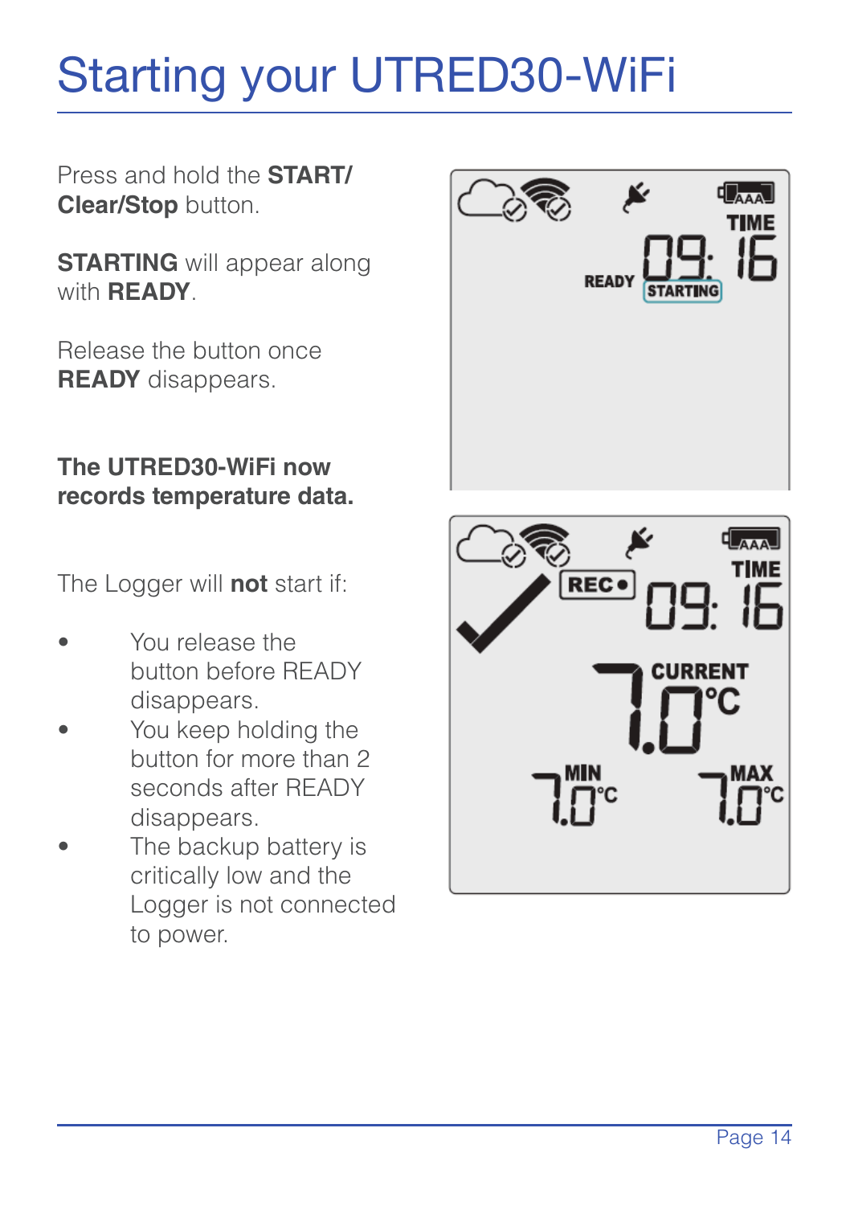# Starting your UTRED30-WiFi

Press and hold the **START/ Clear/Stop** button.

**STARTING** will appear along with **READY**.

Release the button once **READY** disappears.

**The UTRED30-WiFi now records temperature data.**

The Logger will **not** start if:

- You release the button before READY disappears.
- You keep holding the button for more than 2 seconds after READY disappears.
- The backup battery is critically low and the Logger is not connected to power.